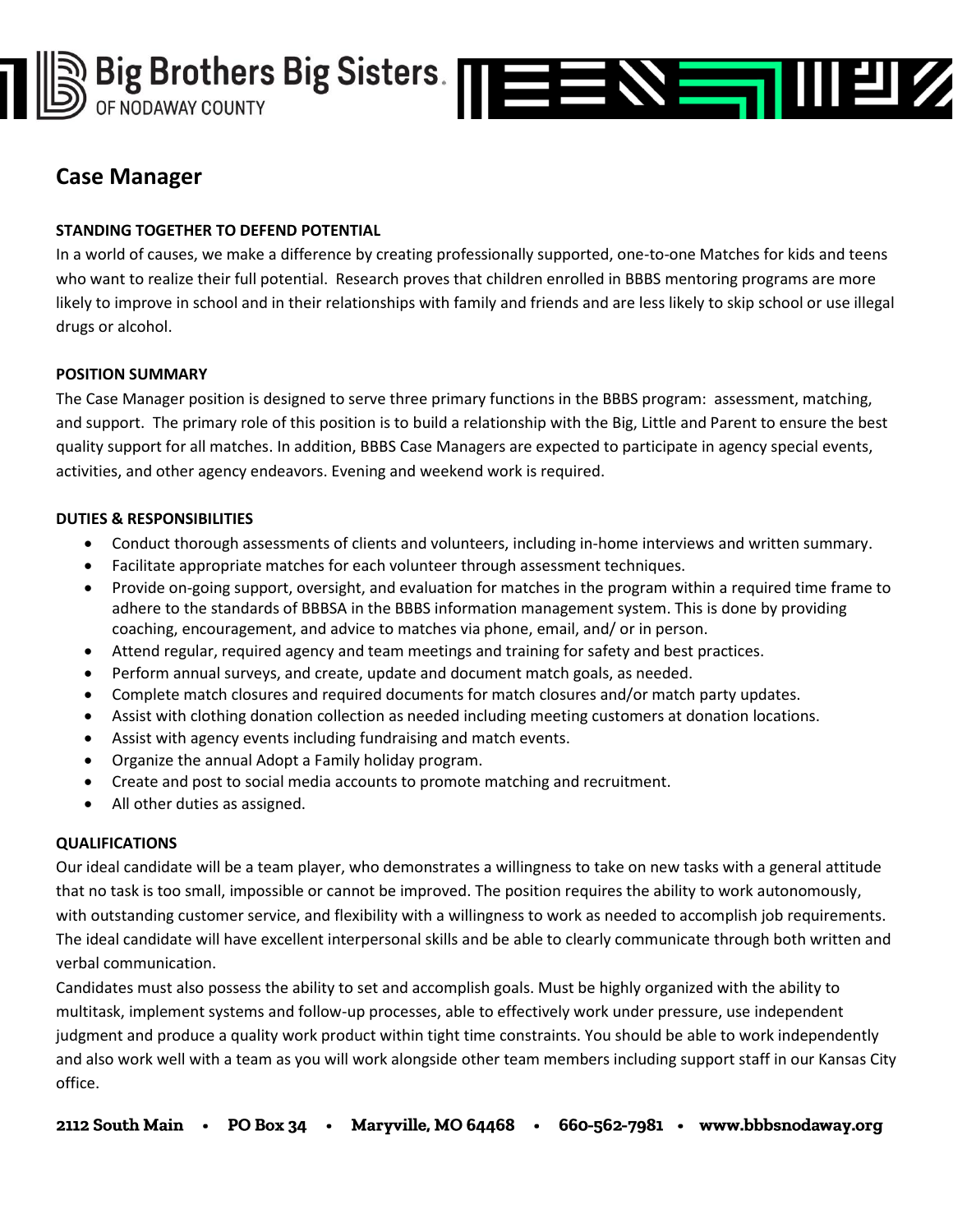Big Brothers Big Sisters.
OF NODAWAY COUNTY

# Case Manager

**STANDING TOGETHER TO DEFEND POTENTIAL**

In a world of causes, we make a difference by creating professionally supported, one-to-one Matches for kids and teens who want to realize their full potential. Research proves that children enrolled in BBBS mentoring programs are more likely to improve in school and in their relationships with family and friends and are less likely to skip school or use illegal drugs or alcohol.

**POSITION SUMMARY**

The Case Manager position is designed to serve three primary functions in the BBBS program: assessment, matching, and support. The primary role of this position is to build a relationship with the Big, Little and Parent to ensure the best quality support for all matches. In addition, BBBS Case Managers are expected to participate in agency special events, activities, and other agency endeavors. Evening and weekend work is required.

**DUTIES & RESPONSIBILITIES**

- Conduct thorough assessments of clients and volunteers, including in-home interviews and written summary.
- Facilitate appropriate matches for each volunteer through assessment techniques.
- Provide on-going support, oversight, and evaluation for matches in the program within a required time frame to adhere to the standards of BBBSA in the BBBS information management system. This is done by providing coaching, encouragement, and advice to matches via phone, email, and/ or in person.
- Attend regular, required agency and team meetings and training for safety and best practices.
- Perform annual surveys, and create, update and document match goals, as needed.
- Complete match closures and required documents for match closures and/or match party updates.
- Assist with clothing donation collection as needed including meeting customers at donation locations.
- Assist with agency events including fundraising and match events.
- Organize the annual Adopt a Family holiday program.
- Create and post to social media accounts to promote matching and recruitment.
- All other duties as assigned.

**QUALIFICATIONS**

Our ideal candidate will be a team player, who demonstrates a willingness to take on new tasks with a general attitude that no task is too small, impossible or cannot be improved. The position requires the ability to work autonomously, with outstanding customer service, and flexibility with a willingness to work as needed to accomplish job requirements. The ideal candidate will have excellent interpersonal skills and be able to clearly communicate through both written and verbal communication.

Candidates must also possess the ability to set and accomplish goals. Must be highly organized with the ability to multitask, implement systems and follow-up processes, able to effectively work under pressure, use independent judgment and produce a quality work product within tight time constraints. You should be able to work independently and also work well with a team as you will work alongside other team members including support staff in our Kansas City office.

**2112 South Main • PO Box 34 • Maryville, MO 64468 • 660-562-7981 • www.bbbsnodaway.org**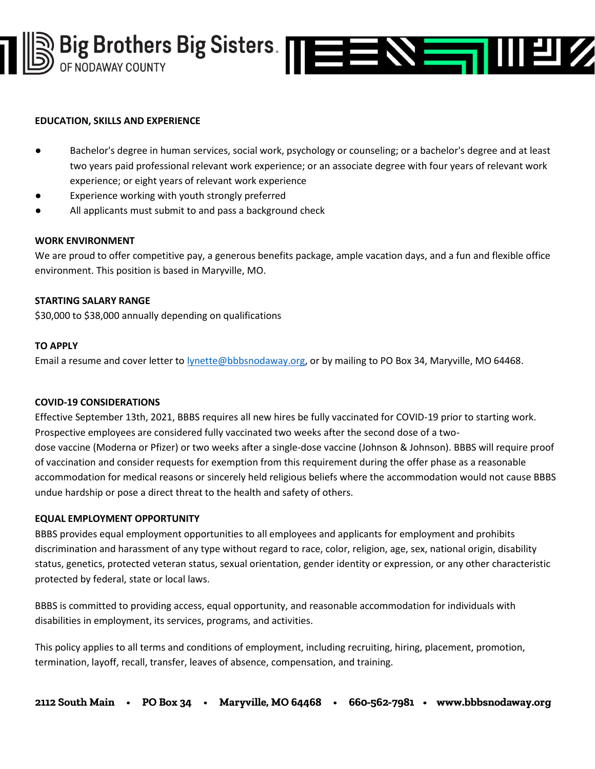**EDUCATION, SKILLS AND EXPERIENCE**

- Bachelor's degree in human services, social work, psychology or counseling; or a bachelor's degree and at least two years paid professional relevant work experience; or an associate degree with four years of relevant work experience; or eight years of relevant work experience
- Experience working with youth strongly preferred
- All applicants must submit to and pass a background check

**WORK ENVIRONMENT**

We are proud to offer competitive pay, a generous benefits package, ample vacation days, and a fun and flexible office environment. This position is based in Maryville, MO.

**STARTING SALARY RANGE**

$30,000 to $38,000 annually depending on qualifications

**TO APPLY**

Email a resume and cover letter to lynette@bbbsnodaway.org, or by mailing to PO Box 34, Maryville, MO 64468.

**COVID-19 CONSIDERATIONS**

Effective September 13th, 2021, BBBS requires all new hires be fully vaccinated for COVID-19 prior to starting work. Prospective employees are considered fully vaccinated two weeks after the second dose of a two-dose vaccine (Moderna or Pfizer) or two weeks after a single-dose vaccine (Johnson & Johnson). BBBS will require proof of vaccination and consider requests for exemption from this requirement during the offer phase as a reasonable accommodation for medical reasons or sincerely held religious beliefs where the accommodation would not cause BBBS undue hardship or pose a direct threat to the health and safety of others.

**EQUAL EMPLOYMENT OPPORTUNITY**

BBBS provides equal employment opportunities to all employees and applicants for employment and prohibits discrimination and harassment of any type without regard to race, color, religion, age, sex, national origin, disability status, genetics, protected veteran status, sexual orientation, gender identity or expression, or any other characteristic protected by federal, state or local laws.

BBBS is committed to providing access, equal opportunity, and reasonable accommodation for individuals with disabilities in employment, its services, programs, and activities.

This policy applies to all terms and conditions of employment, including recruiting, hiring, placement, promotion, termination, layoff, recall, transfer, leaves of absence, compensation, and training.